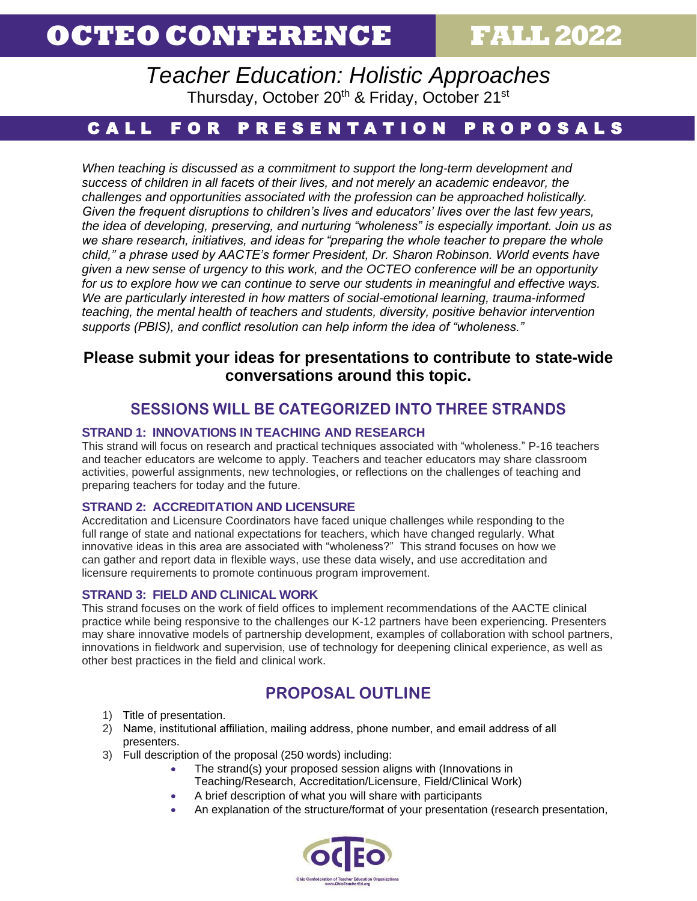# OCTEO CONFERENCE FALL 2022

## *Teacher Education: Holistic Approaches*

Thursday, October 20th & Friday, October 21st

## CALL FOR PRESENTATION PROPOSALS

*When teaching is discussed as a commitment to support the long-term development and success of children in all facets of their lives, and not merely an academic endeavor, the challenges and opportunities associated with the profession can be approached holistically. Given the frequent disruptions to children's lives and educators' lives over the last few years, the idea of developing, preserving, and nurturing "wholeness" is especially important. Join us as we share research, initiatives, and ideas for "preparing the whole teacher to prepare the whole child," a phrase used by AACTE's former President, Dr. Sharon Robinson. World events have given a new sense of urgency to this work, and the OCTEO conference will be an opportunity for us to explore how we can continue to serve our students in meaningful and effective ways. We are particularly interested in how matters of social-emotional learning, trauma-informed teaching, the mental health of teachers and students, diversity, positive behavior intervention supports (PBIS), and conflict resolution can help inform the idea of "wholeness."*

**Please submit your ideas for presentations to contribute to state-wide conversations around this topic.**

## SESSIONS WILL BE CATEGORIZED INTO THREE STRANDS

### STRAND 1: INNOVATIONS IN TEACHING AND RESEARCH

This strand will focus on research and practical techniques associated with "wholeness." P-16 teachers and teacher educators are welcome to apply. Teachers and teacher educators may share classroom activities, powerful assignments, new technologies, or reflections on the challenges of teaching and preparing teachers for today and the future.

### STRAND 2: ACCREDITATION AND LICENSURE

Accreditation and Licensure Coordinators have faced unique challenges while responding to the full range of state and national expectations for teachers, which have changed regularly. What innovative ideas in this area are associated with "wholeness?" This strand focuses on how we can gather and report data in flexible ways, use these data wisely, and use accreditation and licensure requirements to promote continuous program improvement.

### STRAND 3: FIELD AND CLINICAL WORK

This strand focuses on the work of field offices to implement recommendations of the AACTE clinical practice while being responsive to the challenges our K-12 partners have been experiencing. Presenters may share innovative models of partnership development, examples of collaboration with school partners, innovations in fieldwork and supervision, use of technology for deepening clinical experience, as well as other best practices in the field and clinical work.

## PROPOSAL OUTLINE

1) Title of presentation.
2) Name, institutional affiliation, mailing address, phone number, and email address of all presenters.
3) Full description of the proposal (250 words) including:
    - The strand(s) your proposed session aligns with (Innovations in Teaching/Research, Accreditation/Licensure, Field/Clinical Work)
    - A brief description of what you will share with participants
    - An explanation of the structure/format of your presentation (research presentation,

OCTEO
Ohio Confederation of Teacher Education Organizations
www.OhioTeacherEd.org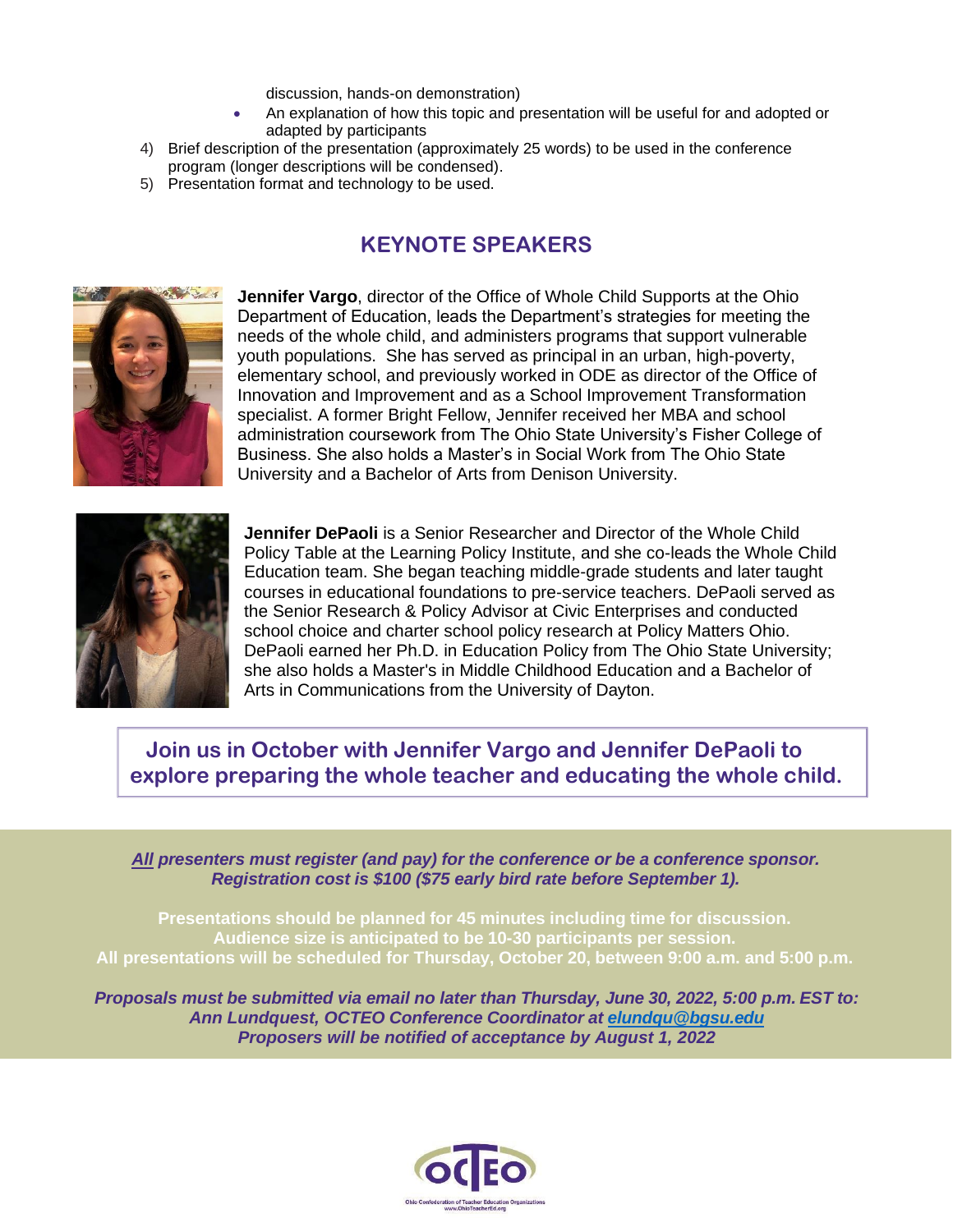discussion, hands-on demonstration)

- An explanation of how this topic and presentation will be useful for and adopted or adapted by participants

4) Brief description of the presentation (approximately 25 words) to be used in the conference program (longer descriptions will be condensed).
5) Presentation format and technology to be used.

## KEYNOTE SPEAKERS

**Jennifer Vargo**, director of the Office of Whole Child Supports at the Ohio Department of Education, leads the Department's strategies for meeting the needs of the whole child, and administers programs that support vulnerable youth populations. She has served as principal in an urban, high-poverty, elementary school, and previously worked in ODE as director of the Office of Innovation and Improvement and as a School Improvement Transformation specialist. A former Bright Fellow, Jennifer received her MBA and school administration coursework from The Ohio State University's Fisher College of Business. She also holds a Master's in Social Work from The Ohio State University and a Bachelor of Arts from Denison University.

**Jennifer DePaoli** is a Senior Researcher and Director of the Whole Child Policy Table at the Learning Policy Institute, and she co-leads the Whole Child Education team. She began teaching middle-grade students and later taught courses in educational foundations to pre-service teachers. DePaoli served as the Senior Research & Policy Advisor at Civic Enterprises and conducted school choice and charter school policy research at Policy Matters Ohio. DePaoli earned her Ph.D. in Education Policy from The Ohio State University; she also holds a Master's in Middle Childhood Education and a Bachelor of Arts in Communications from the University of Dayton.

**Join us in October with Jennifer Vargo and Jennifer DePaoli to explore preparing the whole teacher and educating the whole child.**

***All* presenters must register (and pay) for the conference or be a conference sponsor.**
***Registration cost is $100 ($75 early bird rate before September 1).***

**Presentations should be planned for 45 minutes including time for discussion.**
**Audience size is anticipated to be 10-30 participants per session.**
**All presentations will be scheduled for Thursday, October 20, between 9:00 a.m. and 5:00 p.m.**

***Proposals must be submitted via email no later than Thursday, June 30, 2022, 5:00 p.m. EST to:***
***Ann Lundquest, OCTEO Conference Coordinator at elundqu@bgsu.edu***
***Proposers will be notified of acceptance by August 1, 2022***

OCTEO
Ohio Confederation of Teacher Education Organizations
www.OhioTeacherEd.org